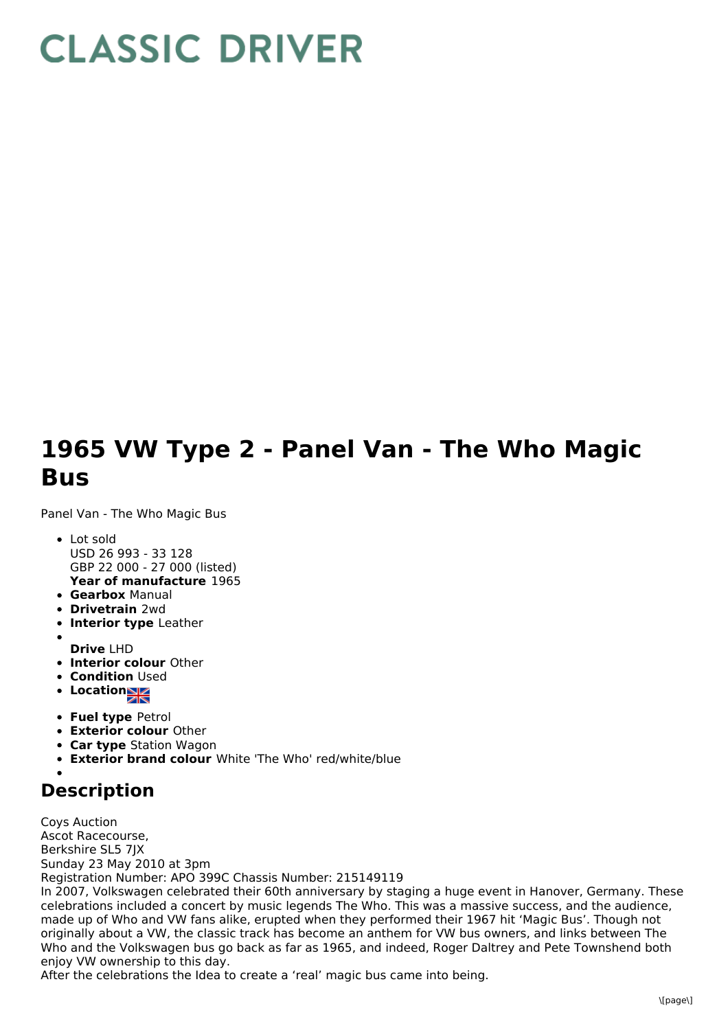# CLASSIC DRIVER

# 1965 VW Type 2 - Panel Van - The Who Magic Bus

Panel Van - The Who Magic Bus

- Lot sold
  USD 26 993 - 33 128
  GBP 22 000 - 27 000 (listed)
  **Year of manufacture** 1965
- **Gearbox** Manual
- **Drivetrain** 2wd
- **Interior type** Leather
- 
  **Drive** LHD
- **Interior colour** Other
- **Condition** Used
- **Location**
- **Fuel type** Petrol
- **Exterior colour** Other
- **Car type** Station Wagon
- **Exterior brand colour** White 'The Who' red/white/blue
- 

## Description

Coys Auction
Ascot Racecourse,
Berkshire SL5 7JX
Sunday 23 May 2010 at 3pm
Registration Number: APO 399C Chassis Number: 215149119
In 2007, Volkswagen celebrated their 60th anniversary by staging a huge event in Hanover, Germany. These celebrations included a concert by music legends The Who. This was a massive success, and the audience, made up of Who and VW fans alike, erupted when they performed their 1967 hit 'Magic Bus'. Though not originally about a VW, the classic track has become an anthem for VW bus owners, and links between The Who and the Volkswagen bus go back as far as 1965, and indeed, Roger Daltrey and Pete Townshend both enjoy VW ownership to this day.
After the celebrations the Idea to create a 'real' magic bus came into being.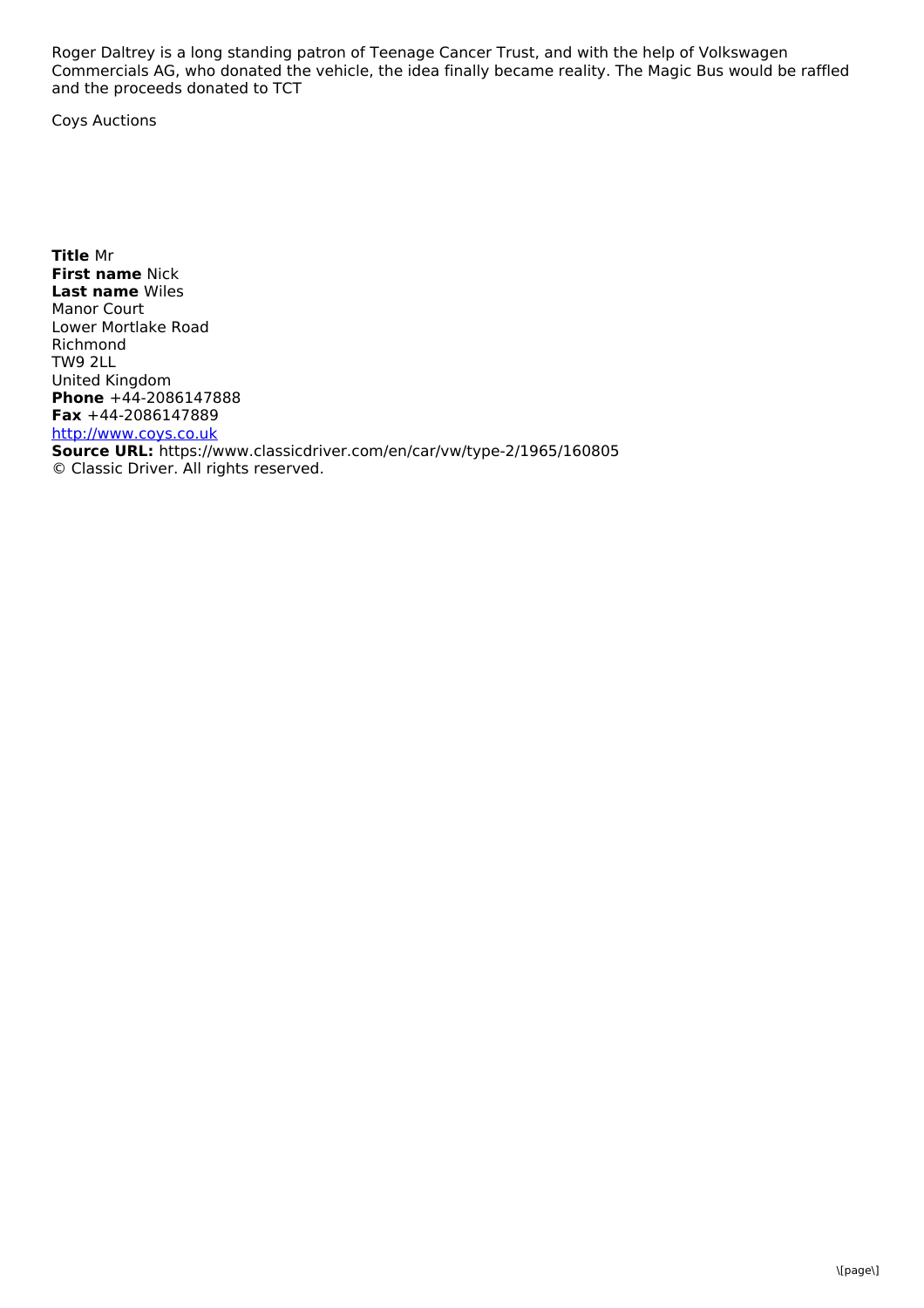Roger Daltrey is a long standing patron of Teenage Cancer Trust, and with the help of Volkswagen Commercials AG, who donated the vehicle, the idea finally became reality. The Magic Bus would be raffled and the proceeds donated to TCT

Coys Auctions

**Title** Mr
**First name** Nick
**Last name** Wiles
Manor Court
Lower Mortlake Road
Richmond
TW9 2LL
United Kingdom
**Phone** +44-2086147888
**Fax** +44-2086147889
[http://www.coys.co.uk](http://www.coys.co.uk)
**Source URL:** https://www.classicdriver.com/en/car/vw/type-2/1965/160805
© Classic Driver. All rights reserved.